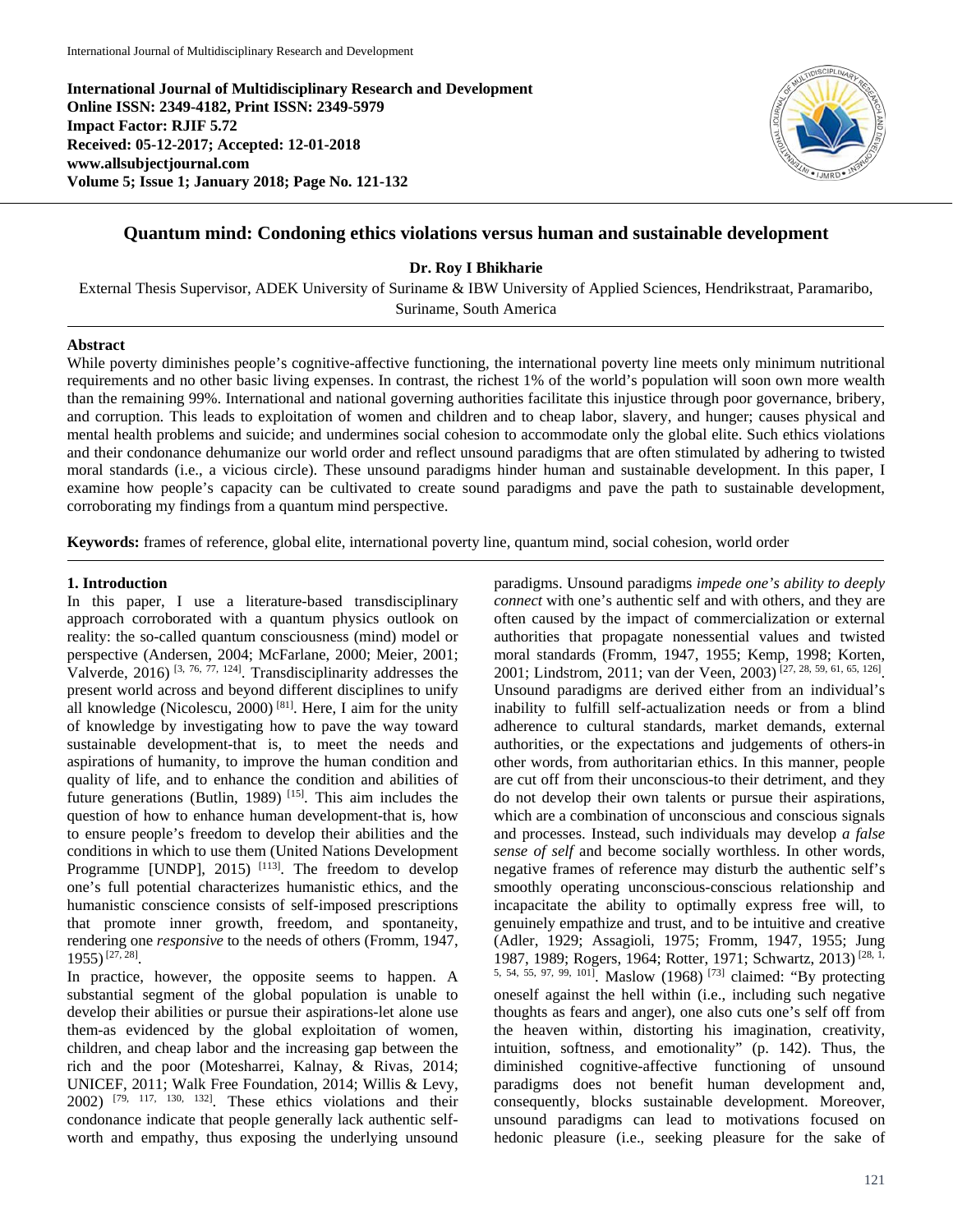**International Journal of Multidisciplinary Research and Development**
**Online ISSN: 2349-4182, Print ISSN: 2349-5979**
**Impact Factor: RJIF 5.72**
**Received: 05-12-2017; Accepted: 12-01-2018**
**www.allsubjectjournal.com**
**Volume 5; Issue 1; January 2018; Page No. 121-132**

# Quantum mind: Condoning ethics violations versus human and sustainable development

**Dr. Roy I Bhikharie**

External Thesis Supervisor, ADEK University of Suriname & IBW University of Applied Sciences, Hendrikstraat, Paramaribo, Suriname, South America

## Abstract

While poverty diminishes people's cognitive-affective functioning, the international poverty line meets only minimum nutritional requirements and no other basic living expenses. In contrast, the richest 1% of the world's population will soon own more wealth than the remaining 99%. International and national governing authorities facilitate this injustice through poor governance, bribery, and corruption. This leads to exploitation of women and children and to cheap labor, slavery, and hunger; causes physical and mental health problems and suicide; and undermines social cohesion to accommodate only the global elite. Such ethics violations and their condonance dehumanize our world order and reflect unsound paradigms that are often stimulated by adhering to twisted moral standards (i.e., a vicious circle). These unsound paradigms hinder human and sustainable development. In this paper, I examine how people's capacity can be cultivated to create sound paradigms and pave the path to sustainable development, corroborating my findings from a quantum mind perspective.

**Keywords:** frames of reference, global elite, international poverty line, quantum mind, social cohesion, world order

## 1. Introduction

In this paper, I use a literature-based transdisciplinary approach corroborated with a quantum physics outlook on reality: the so-called quantum consciousness (mind) model or perspective (Andersen, 2004; McFarlane, 2000; Meier, 2001; Valverde, 2016) [3, 76, 77, 124]. Transdisciplinarity addresses the present world across and beyond different disciplines to unify all knowledge (Nicolescu, 2000) [81]. Here, I aim for the unity of knowledge by investigating how to pave the way toward sustainable development-that is, to meet the needs and aspirations of humanity, to improve the human condition and quality of life, and to enhance the condition and abilities of future generations (Butlin, 1989) [15]. This aim includes the question of how to enhance human development-that is, how to ensure people's freedom to develop their abilities and the conditions in which to use them (United Nations Development Programme [UNDP], 2015) [113]. The freedom to develop one's full potential characterizes humanistic ethics, and the humanistic conscience consists of self-imposed prescriptions that promote inner growth, freedom, and spontaneity, rendering one *responsive* to the needs of others (Fromm, 1947, 1955) [27, 28].

In practice, however, the opposite seems to happen. A substantial segment of the global population is unable to develop their abilities or pursue their aspirations-let alone use them-as evidenced by the global exploitation of women, children, and cheap labor and the increasing gap between the rich and the poor (Motesharrei, Kalnay, & Rivas, 2014; UNICEF, 2011; Walk Free Foundation, 2014; Willis & Levy, 2002) [79, 117, 130, 132]. These ethics violations and their condonance indicate that people generally lack authentic self-worth and empathy, thus exposing the underlying unsound paradigms. Unsound paradigms *impede one's ability to deeply connect* with one's authentic self and with others, and they are often caused by the impact of commercialization or external authorities that propagate nonessential values and twisted moral standards (Fromm, 1947, 1955; Kemp, 1998; Korten, 2001; Lindstrom, 2011; van der Veen, 2003) [27, 28, 59, 61, 65, 126]. Unsound paradigms are derived either from an individual's inability to fulfill self-actualization needs or from a blind adherence to cultural standards, market demands, external authorities, or the expectations and judgements of others-in other words, from authoritarian ethics. In this manner, people are cut off from their unconscious-to their detriment, and they do not develop their own talents or pursue their aspirations, which are a combination of unconscious and conscious signals and processes. Instead, such individuals may develop *a false sense of self* and become socially worthless. In other words, negative frames of reference may disturb the authentic self's smoothly operating unconscious-conscious relationship and incapacitate the ability to optimally express free will, to genuinely empathize and trust, and to be intuitive and creative (Adler, 1929; Assagioli, 1975; Fromm, 1947, 1955; Jung 1987, 1989; Rogers, 1964; Rotter, 1971; Schwartz, 2013) [28, 1, 5, 54, 55, 97, 99, 101]. Maslow (1968) [73] claimed: "By protecting oneself against the hell within (i.e., including such negative thoughts as fears and anger), one also cuts one's self off from the heaven within, distorting his imagination, creativity, intuition, softness, and emotionality" (p. 142). Thus, the diminished cognitive-affective functioning of unsound paradigms does not benefit human development and, consequently, blocks sustainable development. Moreover, unsound paradigms can lead to motivations focused on hedonic pleasure (i.e., seeking pleasure for the sake of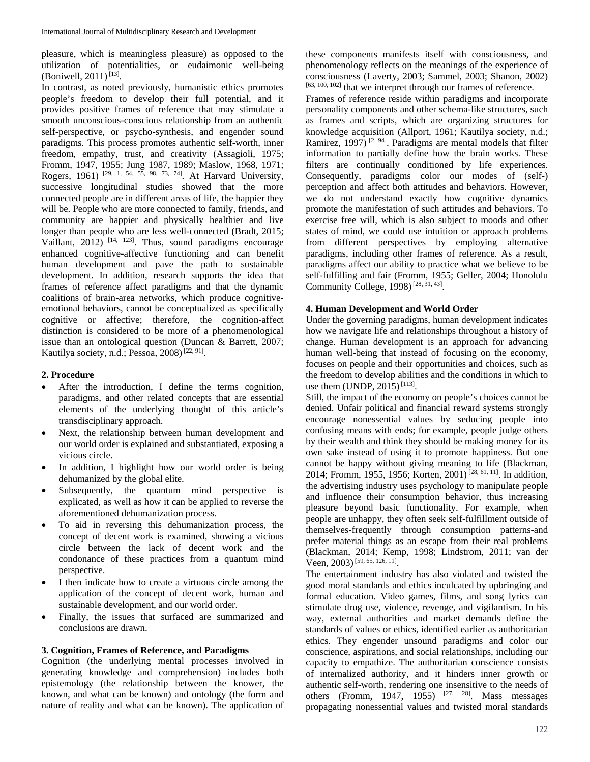pleasure, which is meaningless pleasure) as opposed to the utilization of potentialities, or eudaimonic well-being (Boniwell, 2011) [13].

In contrast, as noted previously, humanistic ethics promotes people's freedom to develop their full potential, and it provides positive frames of reference that may stimulate a smooth unconscious-conscious relationship from an authentic self-perspective, or psycho-synthesis, and engender sound paradigms. This process promotes authentic self-worth, inner freedom, empathy, trust, and creativity (Assagioli, 1975; Fromm, 1947, 1955; Jung 1987, 1989; Maslow, 1968, 1971; Rogers, 1961) [29, 1, 54, 55, 98, 73, 74]. At Harvard University, successive longitudinal studies showed that the more connected people are in different areas of life, the happier they will be. People who are more connected to family, friends, and community are happier and physically healthier and live longer than people who are less well-connected (Bradt, 2015; Vaillant, 2012) [14, 123]. Thus, sound paradigms encourage enhanced cognitive-affective functioning and can benefit human development and pave the path to sustainable development. In addition, research supports the idea that frames of reference affect paradigms and that the dynamic coalitions of brain-area networks, which produce cognitive-emotional behaviors, cannot be conceptualized as specifically cognitive or affective; therefore, the cognition-affect distinction is considered to be more of a phenomenological issue than an ontological question (Duncan & Barrett, 2007; Kautilya society, n.d.; Pessoa, 2008) [22, 91].

## 2. Procedure

- After the introduction, I define the terms cognition, paradigms, and other related concepts that are essential elements of the underlying thought of this article's transdisciplinary approach.
- Next, the relationship between human development and our world order is explained and substantiated, exposing a vicious circle.
- In addition, I highlight how our world order is being dehumanized by the global elite.
- Subsequently, the quantum mind perspective is explicated, as well as how it can be applied to reverse the aforementioned dehumanization process.
- To aid in reversing this dehumanization process, the concept of decent work is examined, showing a vicious circle between the lack of decent work and the condonance of these practices from a quantum mind perspective.
- I then indicate how to create a virtuous circle among the application of the concept of decent work, human and sustainable development, and our world order.
- Finally, the issues that surfaced are summarized and conclusions are drawn.

## 3. Cognition, Frames of Reference, and Paradigms

Cognition (the underlying mental processes involved in generating knowledge and comprehension) includes both epistemology (the relationship between the knower, the known, and what can be known) and ontology (the form and nature of reality and what can be known). The application of these components manifests itself with consciousness, and phenomenology reflects on the meanings of the experience of consciousness (Laverty, 2003; Sammel, 2003; Shanon, 2002) [63, 100, 102] that we interpret through our frames of reference.

Frames of reference reside within paradigms and incorporate personality components and other schema-like structures, such as frames and scripts, which are organizing structures for knowledge acquisition (Allport, 1961; Kautilya society, n.d.; Ramirez, 1997) [2, 94]. Paradigms are mental models that filter information to partially define how the brain works. These filters are continually conditioned by life experiences. Consequently, paradigms color our modes of (self-) perception and affect both attitudes and behaviors. However, we do not understand exactly how cognitive dynamics promote the manifestation of such attitudes and behaviors. To exercise free will, which is also subject to moods and other states of mind, we could use intuition or approach problems from different perspectives by employing alternative paradigms, including other frames of reference. As a result, paradigms affect our ability to practice what we believe to be self-fulfilling and fair (Fromm, 1955; Geller, 2004; Honolulu Community College, 1998) [28, 31, 43].

## 4. Human Development and World Order

Under the governing paradigms, human development indicates how we navigate life and relationships throughout a history of change. Human development is an approach for advancing human well-being that instead of focusing on the economy, focuses on people and their opportunities and choices, such as the freedom to develop abilities and the conditions in which to use them (UNDP, 2015) [113].

Still, the impact of the economy on people's choices cannot be denied. Unfair political and financial reward systems strongly encourage nonessential values by seducing people into confusing means with ends; for example, people judge others by their wealth and think they should be making money for its own sake instead of using it to promote happiness. But one cannot be happy without giving meaning to life (Blackman, 2014; Fromm, 1955, 1956; Korten, 2001) [28, 61, 11]. In addition, the advertising industry uses psychology to manipulate people and influence their consumption behavior, thus increasing pleasure beyond basic functionality. For example, when people are unhappy, they often seek self-fulfillment outside of themselves-frequently through consumption patterns-and prefer material things as an escape from their real problems (Blackman, 2014; Kemp, 1998; Lindstrom, 2011; van der Veen, 2003) [59, 65, 126, 11].

The entertainment industry has also violated and twisted the good moral standards and ethics inculcated by upbringing and formal education. Video games, films, and song lyrics can stimulate drug use, violence, revenge, and vigilantism. In his way, external authorities and market demands define the standards of values or ethics, identified earlier as authoritarian ethics. They engender unsound paradigms and color our conscience, aspirations, and social relationships, including our capacity to empathize. The authoritarian conscience consists of internalized authority, and it hinders inner growth or authentic self-worth, rendering one insensitive to the needs of others (Fromm, 1947, 1955) [27, 28]. Mass messages propagating nonessential values and twisted moral standards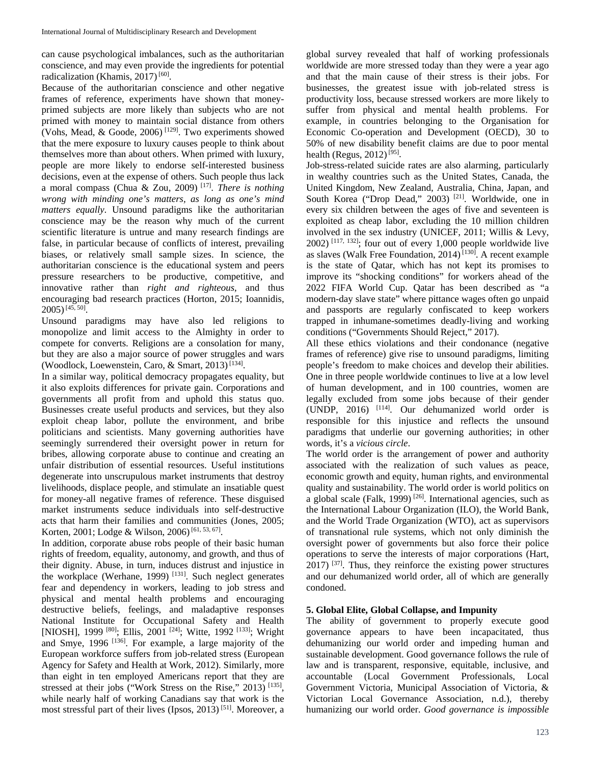can cause psychological imbalances, such as the authoritarian conscience, and may even provide the ingredients for potential radicalization (Khamis, 2017) [60].

Because of the authoritarian conscience and other negative frames of reference, experiments have shown that money-primed subjects are more likely than subjects who are not primed with money to maintain social distance from others (Vohs, Mead, & Goode, 2006) [129]. Two experiments showed that the mere exposure to luxury causes people to think about themselves more than about others. When primed with luxury, people are more likely to endorse self-interested business decisions, even at the expense of others. Such people thus lack a moral compass (Chua & Zou, 2009) [17]. *There is nothing wrong with minding one's matters, as long as one's mind matters equally*. Unsound paradigms like the authoritarian conscience may be the reason why much of the current scientific literature is untrue and many research findings are false, in particular because of conflicts of interest, prevailing biases, or relatively small sample sizes. In science, the authoritarian conscience is the educational system and peers pressure researchers to be productive, competitive, and innovative rather than *right and righteous*, and thus encouraging bad research practices (Horton, 2015; Ioannidis, 2005) [45, 50].

Unsound paradigms may have also led religions to monopolize and limit access to the Almighty in order to compete for converts. Religions are a consolation for many, but they are also a major source of power struggles and wars (Woodlock, Loewenstein, Caro, & Smart, 2013) [134].

In a similar way, political democracy propagates equality, but it also exploits differences for private gain. Corporations and governments all profit from and uphold this status quo. Businesses create useful products and services, but they also exploit cheap labor, pollute the environment, and bribe politicians and scientists. Many governing authorities have seemingly surrendered their oversight power in return for bribes, allowing corporate abuse to continue and creating an unfair distribution of essential resources. Useful institutions degenerate into unscrupulous market instruments that destroy livelihoods, displace people, and stimulate an insatiable quest for money-all negative frames of reference. These disguised market instruments seduce individuals into self-destructive acts that harm their families and communities (Jones, 2005; Korten, 2001; Lodge & Wilson, 2006) [61, 53, 67].

In addition, corporate abuse robs people of their basic human rights of freedom, equality, autonomy, and growth, and thus of their dignity. Abuse, in turn, induces distrust and injustice in the workplace (Werhane, 1999) [131]. Such neglect generates fear and dependency in workers, leading to job stress and physical and mental health problems and encouraging destructive beliefs, feelings, and maladaptive responses National Institute for Occupational Safety and Health [NIOSH], 1999 [80]; Ellis, 2001 [24]; Witte, 1992 [133]; Wright and Smye, 1996 [136]. For example, a large majority of the European workforce suffers from job-related stress (European Agency for Safety and Health at Work, 2012). Similarly, more than eight in ten employed Americans report that they are stressed at their jobs ("Work Stress on the Rise," 2013) [135], while nearly half of working Canadians say that work is the most stressful part of their lives (Ipsos, 2013) [51]. Moreover, a global survey revealed that half of working professionals worldwide are more stressed today than they were a year ago and that the main cause of their stress is their jobs. For businesses, the greatest issue with job-related stress is productivity loss, because stressed workers are more likely to suffer from physical and mental health problems. For example, in countries belonging to the Organisation for Economic Co-operation and Development (OECD), 30 to 50% of new disability benefit claims are due to poor mental health (Regus, 2012) [95].

Job-stress-related suicide rates are also alarming, particularly in wealthy countries such as the United States, Canada, the United Kingdom, New Zealand, Australia, China, Japan, and South Korea ("Drop Dead," 2003) [21]. Worldwide, one in every six children between the ages of five and seventeen is exploited as cheap labor, excluding the 10 million children involved in the sex industry (UNICEF, 2011; Willis & Levy, 2002) [117, 132]; four out of every 1,000 people worldwide live as slaves (Walk Free Foundation, 2014) [130]. A recent example is the state of Qatar, which has not kept its promises to improve its "shocking conditions" for workers ahead of the 2022 FIFA World Cup. Qatar has been described as "a modern-day slave state" where pittance wages often go unpaid and passports are regularly confiscated to keep workers trapped in inhumane-sometimes deadly-living and working conditions ("Governments Should Reject," 2017).

All these ethics violations and their condonance (negative frames of reference) give rise to unsound paradigms, limiting people's freedom to make choices and develop their abilities. One in three people worldwide continues to live at a low level of human development, and in 100 countries, women are legally excluded from some jobs because of their gender (UNDP, 2016) [114]. Our dehumanized world order is responsible for this injustice and reflects the unsound paradigms that underlie our governing authorities; in other words, it's a *vicious circle*.

The world order is the arrangement of power and authority associated with the realization of such values as peace, economic growth and equity, human rights, and environmental quality and sustainability. The world order is world politics on a global scale (Falk, 1999) [26]. International agencies, such as the International Labour Organization (ILO), the World Bank, and the World Trade Organization (WTO), act as supervisors of transnational rule systems, which not only diminish the oversight power of governments but also force their police operations to serve the interests of major corporations (Hart, 2017) [37]. Thus, they reinforce the existing power structures and our dehumanized world order, all of which are generally condoned.

## 5. Global Elite, Global Collapse, and Impunity

The ability of government to properly execute good governance appears to have been incapacitated, thus dehumanizing our world order and impeding human and sustainable development. Good governance follows the rule of law and is transparent, responsive, equitable, inclusive, and accountable (Local Government Professionals, Local Government Victoria, Municipal Association of Victoria, & Victorian Local Governance Association, n.d.), thereby humanizing our world order. *Good governance is impossible*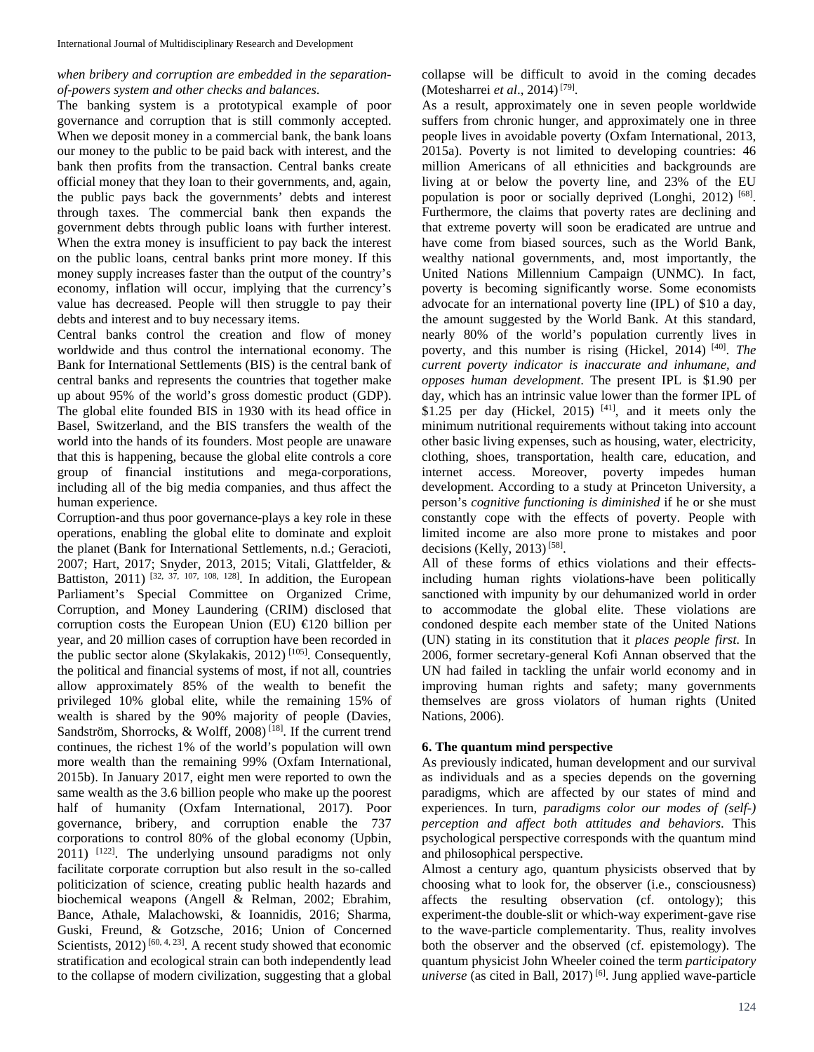*when bribery and corruption are embedded in the separation-of-powers system and other checks and balances.*

The banking system is a prototypical example of poor governance and corruption that is still commonly accepted. When we deposit money in a commercial bank, the bank loans our money to the public to be paid back with interest, and the bank then profits from the transaction. Central banks create official money that they loan to their governments, and, again, the public pays back the governments' debts and interest through taxes. The commercial bank then expands the government debts through public loans with further interest. When the extra money is insufficient to pay back the interest on the public loans, central banks print more money. If this money supply increases faster than the output of the country's economy, inflation will occur, implying that the currency's value has decreased. People will then struggle to pay their debts and interest and to buy necessary items.

Central banks control the creation and flow of money worldwide and thus control the international economy. The Bank for International Settlements (BIS) is the central bank of central banks and represents the countries that together make up about 95% of the world's gross domestic product (GDP). The global elite founded BIS in 1930 with its head office in Basel, Switzerland, and the BIS transfers the wealth of the world into the hands of its founders. Most people are unaware that this is happening, because the global elite controls a core group of financial institutions and mega-corporations, including all of the big media companies, and thus affect the human experience.

Corruption-and thus poor governance-plays a key role in these operations, enabling the global elite to dominate and exploit the planet (Bank for International Settlements, n.d.; Geracioti, 2007; Hart, 2017; Snyder, 2013, 2015; Vitali, Glattfelder, & Battiston, 2011) [32, 37, 107, 108, 128]. In addition, the European Parliament's Special Committee on Organized Crime, Corruption, and Money Laundering (CRIM) disclosed that corruption costs the European Union (EU) €120 billion per year, and 20 million cases of corruption have been recorded in the public sector alone (Skylakakis, 2012) [105]. Consequently, the political and financial systems of most, if not all, countries allow approximately 85% of the wealth to benefit the privileged 10% global elite, while the remaining 15% of wealth is shared by the 90% majority of people (Davies, Sandström, Shorrocks, & Wolff, 2008) [18]. If the current trend continues, the richest 1% of the world's population will own more wealth than the remaining 99% (Oxfam International, 2015b). In January 2017, eight men were reported to own the same wealth as the 3.6 billion people who make up the poorest half of humanity (Oxfam International, 2017). Poor governance, bribery, and corruption enable the 737 corporations to control 80% of the global economy (Upbin, 2011) [122]. The underlying unsound paradigms not only facilitate corporate corruption but also result in the so-called politicization of science, creating public health hazards and biochemical weapons (Angell & Relman, 2002; Ebrahim, Bance, Athale, Malachowski, & Ioannidis, 2016; Sharma, Guski, Freund, & Gotzsche, 2016; Union of Concerned Scientists, 2012) [60, 4, 23]. A recent study showed that economic stratification and ecological strain can both independently lead to the collapse of modern civilization, suggesting that a global collapse will be difficult to avoid in the coming decades (Motesharrei *et al*., 2014) [79].

As a result, approximately one in seven people worldwide suffers from chronic hunger, and approximately one in three people lives in avoidable poverty (Oxfam International, 2013, 2015a). Poverty is not limited to developing countries: 46 million Americans of all ethnicities and backgrounds are living at or below the poverty line, and 23% of the EU population is poor or socially deprived (Longhi, 2012) [68]. Furthermore, the claims that poverty rates are declining and that extreme poverty will soon be eradicated are untrue and have come from biased sources, such as the World Bank, wealthy national governments, and, most importantly, the United Nations Millennium Campaign (UNMC). In fact, poverty is becoming significantly worse. Some economists advocate for an international poverty line (IPL) of \$10 a day, the amount suggested by the World Bank. At this standard, nearly 80% of the world's population currently lives in poverty, and this number is rising (Hickel, 2014) [40]. *The current poverty indicator is inaccurate and inhumane, and opposes human development*. The present IPL is \$1.90 per day, which has an intrinsic value lower than the former IPL of \$1.25 per day (Hickel, 2015) [41], and it meets only the minimum nutritional requirements without taking into account other basic living expenses, such as housing, water, electricity, clothing, shoes, transportation, health care, education, and internet access. Moreover, poverty impedes human development. According to a study at Princeton University, a person's *cognitive functioning is diminished* if he or she must constantly cope with the effects of poverty. People with limited income are also more prone to mistakes and poor decisions (Kelly, 2013) [58].

All of these forms of ethics violations and their effects-including human rights violations-have been politically sanctioned with impunity by our dehumanized world in order to accommodate the global elite. These violations are condoned despite each member state of the United Nations (UN) stating in its constitution that it *places people first*. In 2006, former secretary-general Kofi Annan observed that the UN had failed in tackling the unfair world economy and in improving human rights and safety; many governments themselves are gross violators of human rights (United Nations, 2006).

## 6. The quantum mind perspective

As previously indicated, human development and our survival as individuals and as a species depends on the governing paradigms, which are affected by our states of mind and experiences. In turn, *paradigms color our modes of (self-) perception and affect both attitudes and behaviors*. This psychological perspective corresponds with the quantum mind and philosophical perspective.

Almost a century ago, quantum physicists observed that by choosing what to look for, the observer (i.e., consciousness) affects the resulting observation (cf. ontology); this experiment-the double-slit or which-way experiment-gave rise to the wave-particle complementarity. Thus, reality involves both the observer and the observed (cf. epistemology). The quantum physicist John Wheeler coined the term *participatory universe* (as cited in Ball, 2017) [6]. Jung applied wave-particle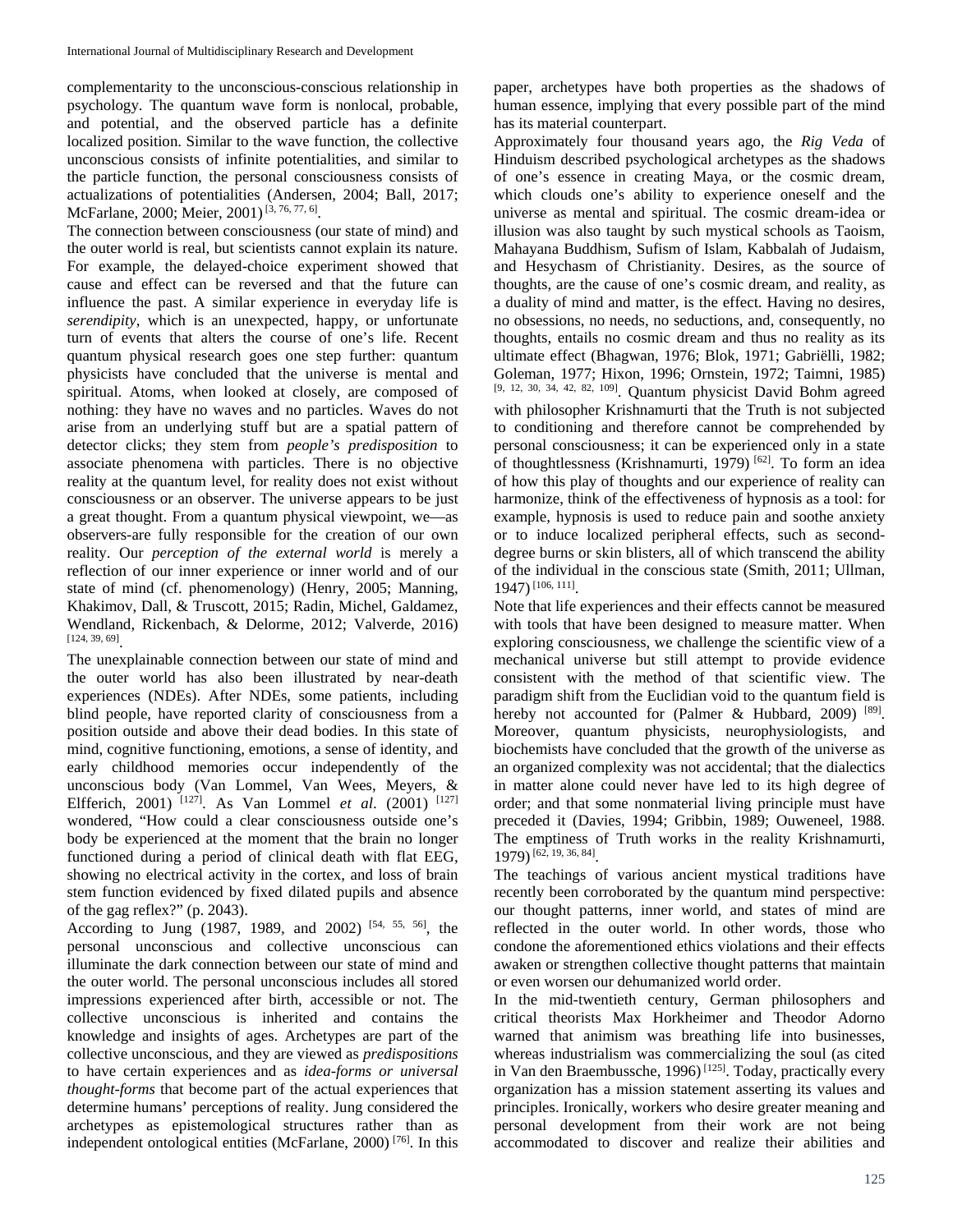complementarity to the unconscious-conscious relationship in psychology. The quantum wave form is nonlocal, probable, and potential, and the observed particle has a definite localized position. Similar to the wave function, the collective unconscious consists of infinite potentialities, and similar to the particle function, the personal consciousness consists of actualizations of potentialities (Andersen, 2004; Ball, 2017; McFarlane, 2000; Meier, 2001) [3, 76, 77, 6].

The connection between consciousness (our state of mind) and the outer world is real, but scientists cannot explain its nature. For example, the delayed-choice experiment showed that cause and effect can be reversed and that the future can influence the past. A similar experience in everyday life is *serendipity*, which is an unexpected, happy, or unfortunate turn of events that alters the course of one's life. Recent quantum physical research goes one step further: quantum physicists have concluded that the universe is mental and spiritual. Atoms, when looked at closely, are composed of nothing: they have no waves and no particles. Waves do not arise from an underlying stuff but are a spatial pattern of detector clicks; they stem from *people's predisposition* to associate phenomena with particles. There is no objective reality at the quantum level, for reality does not exist without consciousness or an observer. The universe appears to be just a great thought. From a quantum physical viewpoint, we—as observers-are fully responsible for the creation of our own reality. Our *perception of the external world* is merely a reflection of our inner experience or inner world and of our state of mind (cf. phenomenology) (Henry, 2005; Manning, Khakimov, Dall, & Truscott, 2015; Radin, Michel, Galdamez, Wendland, Rickenbach, & Delorme, 2012; Valverde, 2016) [124, 39, 69].

The unexplainable connection between our state of mind and the outer world has also been illustrated by near-death experiences (NDEs). After NDEs, some patients, including blind people, have reported clarity of consciousness from a position outside and above their dead bodies. In this state of mind, cognitive functioning, emotions, a sense of identity, and early childhood memories occur independently of the unconscious body (Van Lommel, Van Wees, Meyers, & Elfferich, 2001) [127]. As Van Lommel *et al*. (2001) [127] wondered, "How could a clear consciousness outside one's body be experienced at the moment that the brain no longer functioned during a period of clinical death with flat EEG, showing no electrical activity in the cortex, and loss of brain stem function evidenced by fixed dilated pupils and absence of the gag reflex?" (p. 2043).

According to Jung (1987, 1989, and 2002) [54, 55, 56], the personal unconscious and collective unconscious can illuminate the dark connection between our state of mind and the outer world. The personal unconscious includes all stored impressions experienced after birth, accessible or not. The collective unconscious is inherited and contains the knowledge and insights of ages. Archetypes are part of the collective unconscious, and they are viewed as *predispositions* to have certain experiences and as *idea-forms or universal thought-forms* that become part of the actual experiences that determine humans' perceptions of reality. Jung considered the archetypes as epistemological structures rather than as independent ontological entities (McFarlane, 2000) [76]. In this paper, archetypes have both properties as the shadows of human essence, implying that every possible part of the mind has its material counterpart.

Approximately four thousand years ago, the *Rig Veda* of Hinduism described psychological archetypes as the shadows of one's essence in creating Maya, or the cosmic dream, which clouds one's ability to experience oneself and the universe as mental and spiritual. The cosmic dream-idea or illusion was also taught by such mystical schools as Taoism, Mahayana Buddhism, Sufism of Islam, Kabbalah of Judaism, and Hesychasm of Christianity. Desires, as the source of thoughts, are the cause of one's cosmic dream, and reality, as a duality of mind and matter, is the effect. Having no desires, no obsessions, no needs, no seductions, and, consequently, no thoughts, entails no cosmic dream and thus no reality as its ultimate effect (Bhagwan, 1976; Blok, 1971; Gabriëlli, 1982; Goleman, 1977; Hixon, 1996; Ornstein, 1972; Taimni, 1985) [9, 12, 30, 34, 42, 82, 109]. Quantum physicist David Bohm agreed with philosopher Krishnamurti that the Truth is not subjected to conditioning and therefore cannot be comprehended by personal consciousness; it can be experienced only in a state of thoughtlessness (Krishnamurti, 1979) [62]. To form an idea of how this play of thoughts and our experience of reality can harmonize, think of the effectiveness of hypnosis as a tool: for example, hypnosis is used to reduce pain and soothe anxiety or to induce localized peripheral effects, such as second-degree burns or skin blisters, all of which transcend the ability of the individual in the conscious state (Smith, 2011; Ullman, 1947) [106, 111].

Note that life experiences and their effects cannot be measured with tools that have been designed to measure matter. When exploring consciousness, we challenge the scientific view of a mechanical universe but still attempt to provide evidence consistent with the method of that scientific view. The paradigm shift from the Euclidian void to the quantum field is hereby not accounted for (Palmer & Hubbard, 2009) [89]. Moreover, quantum physicists, neurophysiologists, and biochemists have concluded that the growth of the universe as an organized complexity was not accidental; that the dialectics in matter alone could never have led to its high degree of order; and that some nonmaterial living principle must have preceded it (Davies, 1994; Gribbin, 1989; Ouweneel, 1988. The emptiness of Truth works in the reality Krishnamurti, 1979) [62, 19, 36, 84].

The teachings of various ancient mystical traditions have recently been corroborated by the quantum mind perspective: our thought patterns, inner world, and states of mind are reflected in the outer world. In other words, those who condone the aforementioned ethics violations and their effects awaken or strengthen collective thought patterns that maintain or even worsen our dehumanized world order.

In the mid-twentieth century, German philosophers and critical theorists Max Horkheimer and Theodor Adorno warned that animism was breathing life into businesses, whereas industrialism was commercializing the soul (as cited in Van den Braembussche, 1996) [125]. Today, practically every organization has a mission statement asserting its values and principles. Ironically, workers who desire greater meaning and personal development from their work are not being accommodated to discover and realize their abilities and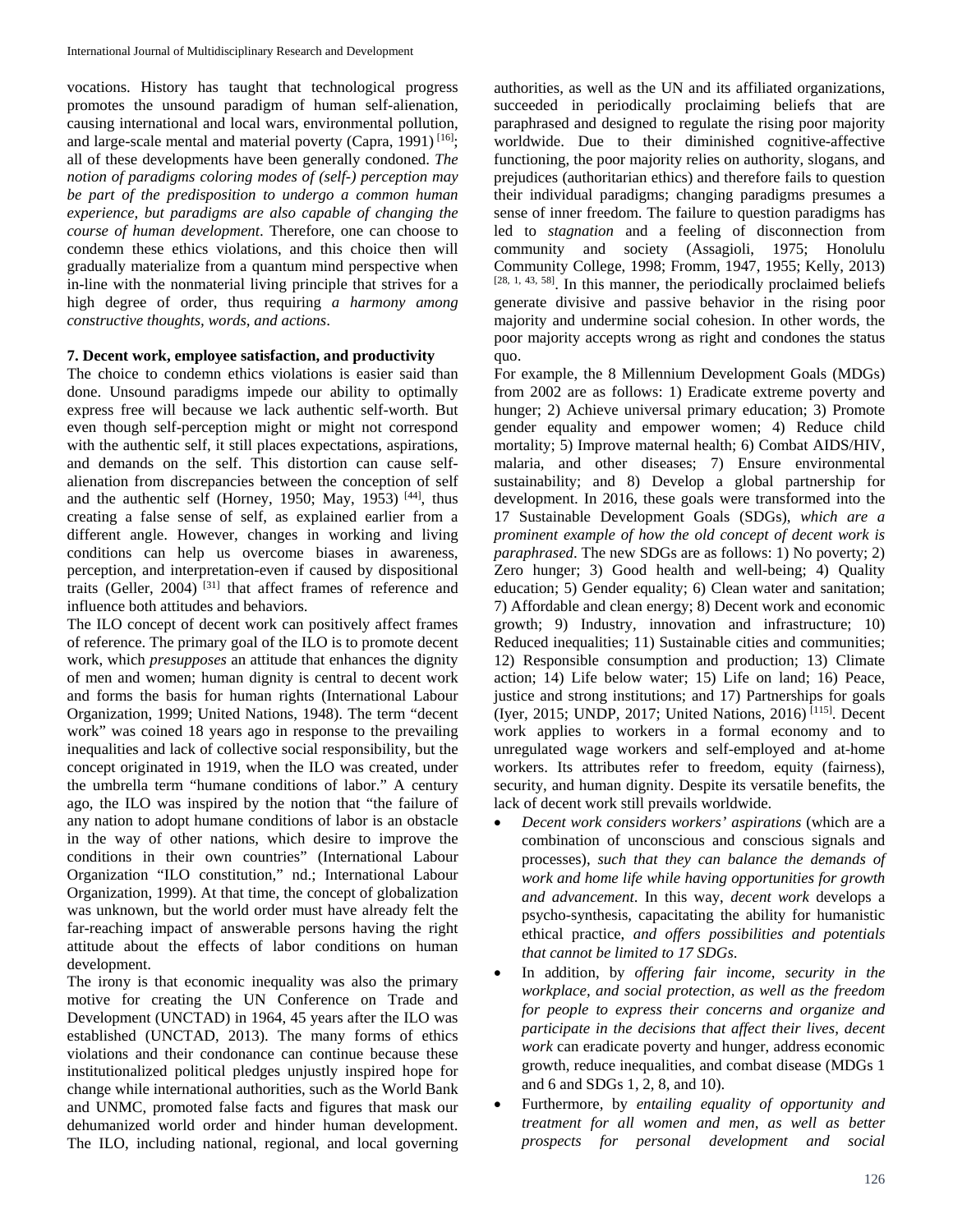vocations. History has taught that technological progress promotes the unsound paradigm of human self-alienation, causing international and local wars, environmental pollution, and large-scale mental and material poverty (Capra, 1991) [16]; all of these developments have been generally condoned. *The notion of paradigms coloring modes of (self-) perception may be part of the predisposition to undergo a common human experience, but paradigms are also capable of changing the course of human development*. Therefore, one can choose to condemn these ethics violations, and this choice then will gradually materialize from a quantum mind perspective when in-line with the nonmaterial living principle that strives for a high degree of order, thus requiring *a harmony among constructive thoughts, words, and actions*.

### 7. Decent work, employee satisfaction, and productivity

The choice to condemn ethics violations is easier said than done. Unsound paradigms impede our ability to optimally express free will because we lack authentic self-worth. But even though self-perception might or might not correspond with the authentic self, it still places expectations, aspirations, and demands on the self. This distortion can cause self-alienation from discrepancies between the conception of self and the authentic self (Horney, 1950; May, 1953) [44], thus creating a false sense of self, as explained earlier from a different angle. However, changes in working and living conditions can help us overcome biases in awareness, perception, and interpretation-even if caused by dispositional traits (Geller, 2004) [31] that affect frames of reference and influence both attitudes and behaviors.

The ILO concept of decent work can positively affect frames of reference. The primary goal of the ILO is to promote decent work, which *presupposes* an attitude that enhances the dignity of men and women; human dignity is central to decent work and forms the basis for human rights (International Labour Organization, 1999; United Nations, 1948). The term "decent work" was coined 18 years ago in response to the prevailing inequalities and lack of collective social responsibility, but the concept originated in 1919, when the ILO was created, under the umbrella term "humane conditions of labor." A century ago, the ILO was inspired by the notion that "the failure of any nation to adopt humane conditions of labor is an obstacle in the way of other nations, which desire to improve the conditions in their own countries" (International Labour Organization "ILO constitution," nd.; International Labour Organization, 1999). At that time, the concept of globalization was unknown, but the world order must have already felt the far-reaching impact of answerable persons having the right attitude about the effects of labor conditions on human development.

The irony is that economic inequality was also the primary motive for creating the UN Conference on Trade and Development (UNCTAD) in 1964, 45 years after the ILO was established (UNCTAD, 2013). The many forms of ethics violations and their condonance can continue because these institutionalized political pledges unjustly inspired hope for change while international authorities, such as the World Bank and UNMC, promoted false facts and figures that mask our dehumanized world order and hinder human development. The ILO, including national, regional, and local governing authorities, as well as the UN and its affiliated organizations, succeeded in periodically proclaiming beliefs that are paraphrased and designed to regulate the rising poor majority worldwide. Due to their diminished cognitive-affective functioning, the poor majority relies on authority, slogans, and prejudices (authoritarian ethics) and therefore fails to question their individual paradigms; changing paradigms presumes a sense of inner freedom. The failure to question paradigms has led to *stagnation* and a feeling of disconnection from community and society (Assagioli, 1975; Honolulu Community College, 1998; Fromm, 1947, 1955; Kelly, 2013) [28, 1, 43, 58]. In this manner, the periodically proclaimed beliefs generate divisive and passive behavior in the rising poor majority and undermine social cohesion. In other words, the poor majority accepts wrong as right and condones the status quo.

For example, the 8 Millennium Development Goals (MDGs) from 2002 are as follows: 1) Eradicate extreme poverty and hunger; 2) Achieve universal primary education; 3) Promote gender equality and empower women; 4) Reduce child mortality; 5) Improve maternal health; 6) Combat AIDS/HIV, malaria, and other diseases; 7) Ensure environmental sustainability; and 8) Develop a global partnership for development. In 2016, these goals were transformed into the 17 Sustainable Development Goals (SDGs), *which are a prominent example of how the old concept of decent work is paraphrased*. The new SDGs are as follows: 1) No poverty; 2) Zero hunger; 3) Good health and well-being; 4) Quality education; 5) Gender equality; 6) Clean water and sanitation; 7) Affordable and clean energy; 8) Decent work and economic growth; 9) Industry, innovation and infrastructure; 10) Reduced inequalities; 11) Sustainable cities and communities; 12) Responsible consumption and production; 13) Climate action; 14) Life below water; 15) Life on land; 16) Peace, justice and strong institutions; and 17) Partnerships for goals (Iyer, 2015; UNDP, 2017; United Nations, 2016) [115]. Decent work applies to workers in a formal economy and to unregulated wage workers and self-employed and at-home workers. Its attributes refer to freedom, equity (fairness), security, and human dignity. Despite its versatile benefits, the lack of decent work still prevails worldwide.

- *Decent work considers workers' aspirations* (which are a combination of unconscious and conscious signals and processes), *such that they can balance the demands of work and home life while having opportunities for growth and advancement*. In this way, *decent work* develops a psycho-synthesis, capacitating the ability for humanistic ethical practice, *and offers possibilities and potentials that cannot be limited to 17 SDGs*.
- In addition, by *offering fair income, security in the workplace, and social protection, as well as the freedom for people to express their concerns and organize and participate in the decisions that affect their lives, decent work* can eradicate poverty and hunger, address economic growth, reduce inequalities, and combat disease (MDGs 1 and 6 and SDGs 1, 2, 8, and 10).
- Furthermore, by *entailing equality of opportunity and treatment for all women and men, as well as better prospects for personal development and social*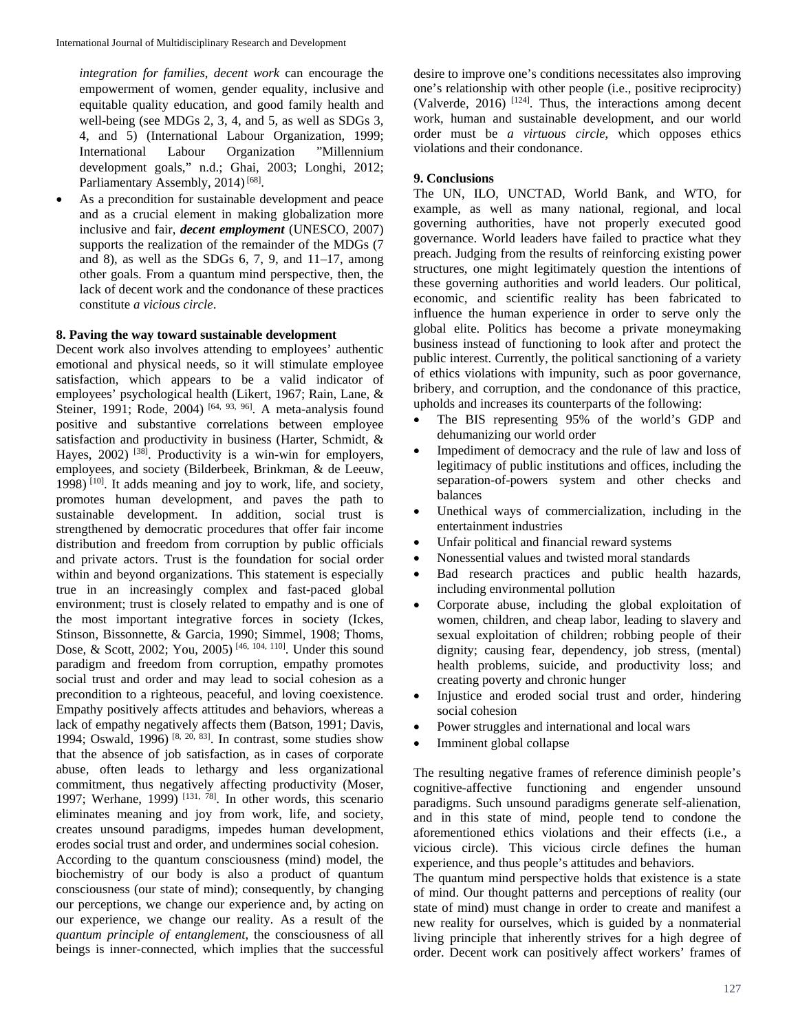*integration for families*, *decent work* can encourage the empowerment of women, gender equality, inclusive and equitable quality education, and good family health and well-being (see MDGs 2, 3, 4, and 5, as well as SDGs 3, 4, and 5) (International Labour Organization, 1999; International Labour Organization "Millennium development goals," n.d.; Ghai, 2003; Longhi, 2012; Parliamentary Assembly, 2014) [68].

- As a precondition for sustainable development and peace and as a crucial element in making globalization more inclusive and fair, ***decent employment*** (UNESCO, 2007) supports the realization of the remainder of the MDGs (7 and 8), as well as the SDGs 6, 7, 9, and 11–17, among other goals. From a quantum mind perspective, then, the lack of decent work and the condonance of these practices constitute *a vicious circle*.

## 8. Paving the way toward sustainable development

Decent work also involves attending to employees' authentic emotional and physical needs, so it will stimulate employee satisfaction, which appears to be a valid indicator of employees' psychological health (Likert, 1967; Rain, Lane, & Steiner, 1991; Rode, 2004) [64, 93, 96]. A meta-analysis found positive and substantive correlations between employee satisfaction and productivity in business (Harter, Schmidt, & Hayes, 2002) [38]. Productivity is a win-win for employers, employees, and society (Bilderbeek, Brinkman, & de Leeuw, 1998) [10]. It adds meaning and joy to work, life, and society, promotes human development, and paves the path to sustainable development. In addition, social trust is strengthened by democratic procedures that offer fair income distribution and freedom from corruption by public officials and private actors. Trust is the foundation for social order within and beyond organizations. This statement is especially true in an increasingly complex and fast-paced global environment; trust is closely related to empathy and is one of the most important integrative forces in society (Ickes, Stinson, Bissonnette, & Garcia, 1990; Simmel, 1908; Thoms, Dose, & Scott, 2002; You, 2005) [46, 104, 110]. Under this sound paradigm and freedom from corruption, empathy promotes social trust and order and may lead to social cohesion as a precondition to a righteous, peaceful, and loving coexistence. Empathy positively affects attitudes and behaviors, whereas a lack of empathy negatively affects them (Batson, 1991; Davis, 1994; Oswald, 1996) [8, 20, 83]. In contrast, some studies show that the absence of job satisfaction, as in cases of corporate abuse, often leads to lethargy and less organizational commitment, thus negatively affecting productivity (Moser, 1997; Werhane, 1999) [131, 78]. In other words, this scenario eliminates meaning and joy from work, life, and society, creates unsound paradigms, impedes human development, erodes social trust and order, and undermines social cohesion.

According to the quantum consciousness (mind) model, the biochemistry of our body is also a product of quantum consciousness (our state of mind); consequently, by changing our perceptions, we change our experience and, by acting on our experience, we change our reality. As a result of the *quantum principle of entanglement*, the consciousness of all beings is inner-connected, which implies that the successful desire to improve one's conditions necessitates also improving one's relationship with other people (i.e., positive reciprocity) (Valverde, 2016) [124]. Thus, the interactions among decent work, human and sustainable development, and our world order must be *a virtuous circle*, which opposes ethics violations and their condonance.

## 9. Conclusions

The UN, ILO, UNCTAD, World Bank, and WTO, for example, as well as many national, regional, and local governing authorities, have not properly executed good governance. World leaders have failed to practice what they preach. Judging from the results of reinforcing existing power structures, one might legitimately question the intentions of these governing authorities and world leaders. Our political, economic, and scientific reality has been fabricated to influence the human experience in order to serve only the global elite. Politics has become a private moneymaking business instead of functioning to look after and protect the public interest. Currently, the political sanctioning of a variety of ethics violations with impunity, such as poor governance, bribery, and corruption, and the condonance of this practice, upholds and increases its counterparts of the following:

- The BIS representing 95% of the world's GDP and dehumanizing our world order
- Impediment of democracy and the rule of law and loss of legitimacy of public institutions and offices, including the separation-of-powers system and other checks and balances
- Unethical ways of commercialization, including in the entertainment industries
- Unfair political and financial reward systems
- Nonessential values and twisted moral standards
- Bad research practices and public health hazards, including environmental pollution
- Corporate abuse, including the global exploitation of women, children, and cheap labor, leading to slavery and sexual exploitation of children; robbing people of their dignity; causing fear, dependency, job stress, (mental) health problems, suicide, and productivity loss; and creating poverty and chronic hunger
- Injustice and eroded social trust and order, hindering social cohesion
- Power struggles and international and local wars
- Imminent global collapse

The resulting negative frames of reference diminish people's cognitive-affective functioning and engender unsound paradigms. Such unsound paradigms generate self-alienation, and in this state of mind, people tend to condone the aforementioned ethics violations and their effects (i.e., a vicious circle). This vicious circle defines the human experience, and thus people's attitudes and behaviors.

The quantum mind perspective holds that existence is a state of mind. Our thought patterns and perceptions of reality (our state of mind) must change in order to create and manifest a new reality for ourselves, which is guided by a nonmaterial living principle that inherently strives for a high degree of order. Decent work can positively affect workers' frames of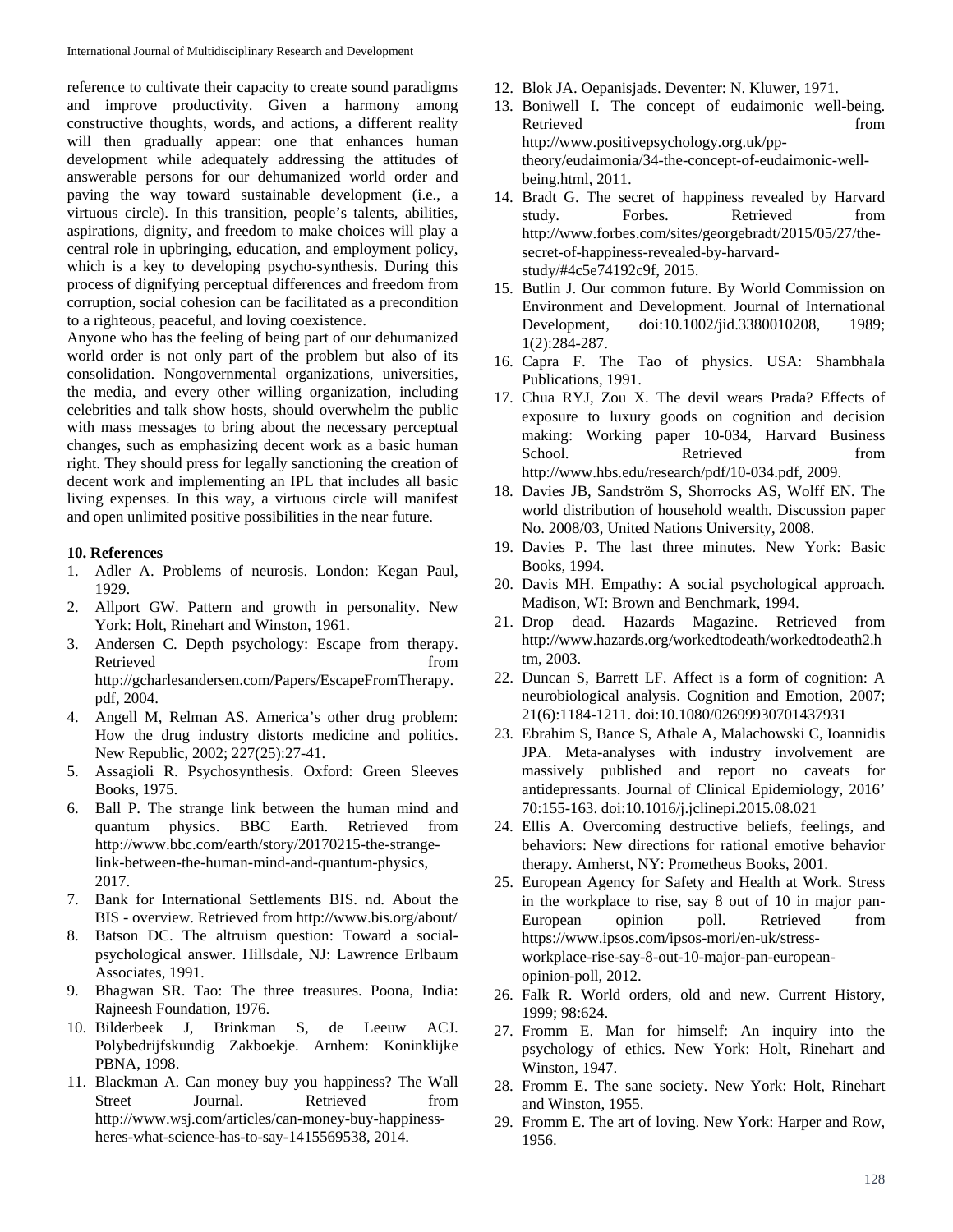reference to cultivate their capacity to create sound paradigms and improve productivity. Given a harmony among constructive thoughts, words, and actions, a different reality will then gradually appear: one that enhances human development while adequately addressing the attitudes of answerable persons for our dehumanized world order and paving the way toward sustainable development (i.e., a virtuous circle). In this transition, people's talents, abilities, aspirations, dignity, and freedom to make choices will play a central role in upbringing, education, and employment policy, which is a key to developing psycho-synthesis. During this process of dignifying perceptual differences and freedom from corruption, social cohesion can be facilitated as a precondition to a righteous, peaceful, and loving coexistence.

Anyone who has the feeling of being part of our dehumanized world order is not only part of the problem but also of its consolidation. Nongovernmental organizations, universities, the media, and every other willing organization, including celebrities and talk show hosts, should overwhelm the public with mass messages to bring about the necessary perceptual changes, such as emphasizing decent work as a basic human right. They should press for legally sanctioning the creation of decent work and implementing an IPL that includes all basic living expenses. In this way, a virtuous circle will manifest and open unlimited positive possibilities in the near future.

## 10. References

1. Adler A. Problems of neurosis. London: Kegan Paul, 1929.
2. Allport GW. Pattern and growth in personality. New York: Holt, Rinehart and Winston, 1961.
3. Andersen C. Depth psychology: Escape from therapy. Retrieved from http://gcharlesandersen.com/Papers/EscapeFromTherapy.pdf, 2004.
4. Angell M, Relman AS. America's other drug problem: How the drug industry distorts medicine and politics. New Republic, 2002; 227(25):27-41.
5. Assagioli R. Psychosynthesis. Oxford: Green Sleeves Books, 1975.
6. Ball P. The strange link between the human mind and quantum physics. BBC Earth. Retrieved from http://www.bbc.com/earth/story/20170215-the-strange-link-between-the-human-mind-and-quantum-physics, 2017.
7. Bank for International Settlements BIS. nd. About the BIS - overview. Retrieved from http://www.bis.org/about/
8. Batson DC. The altruism question: Toward a social-psychological answer. Hillsdale, NJ: Lawrence Erlbaum Associates, 1991.
9. Bhagwan SR. Tao: The three treasures. Poona, India: Rajneesh Foundation, 1976.
10. Bilderbeek J, Brinkman S, de Leeuw ACJ. Polybedrijfskundig Zakboekje. Arnhem: Koninklijke PBNA, 1998.
11. Blackman A. Can money buy you happiness? The Wall Street Journal. Retrieved from http://www.wsj.com/articles/can-money-buy-happiness-heres-what-science-has-to-say-1415569538, 2014.
12. Blok JA. Oepanisjads. Deventer: N. Kluwer, 1971.
13. Boniwell I. The concept of eudaimonic well-being. Retrieved from http://www.positivepsychology.org.uk/pp-theory/eudaimonia/34-the-concept-of-eudaimonic-well-being.html, 2011.
14. Bradt G. The secret of happiness revealed by Harvard study. Forbes. Retrieved from http://www.forbes.com/sites/georgebradt/2015/05/27/the-secret-of-happiness-revealed-by-harvard-study/#4c5e74192c9f, 2015.
15. Butlin J. Our common future. By World Commission on Environment and Development. Journal of International Development, doi:10.1002/jid.3380010208, 1989; 1(2):284-287.
16. Capra F. The Tao of physics. USA: Shambhala Publications, 1991.
17. Chua RYJ, Zou X. The devil wears Prada? Effects of exposure to luxury goods on cognition and decision making: Working paper 10-034, Harvard Business School. Retrieved from http://www.hbs.edu/research/pdf/10-034.pdf, 2009.
18. Davies JB, Sandström S, Shorrocks AS, Wolff EN. The world distribution of household wealth. Discussion paper No. 2008/03, United Nations University, 2008.
19. Davies P. The last three minutes. New York: Basic Books, 1994.
20. Davis MH. Empathy: A social psychological approach. Madison, WI: Brown and Benchmark, 1994.
21. Drop dead. Hazards Magazine. Retrieved from http://www.hazards.org/workedtodeath/workedtodeath2.htm, 2003.
22. Duncan S, Barrett LF. Affect is a form of cognition: A neurobiological analysis. Cognition and Emotion, 2007; 21(6):1184-1211. doi:10.1080/02699930701437931
23. Ebrahim S, Bance S, Athale A, Malachowski C, Ioannidis JPA. Meta-analyses with industry involvement are massively published and report no caveats for antidepressants. Journal of Clinical Epidemiology, 2016' 70:155-163. doi:10.1016/j.jclinepi.2015.08.021
24. Ellis A. Overcoming destructive beliefs, feelings, and behaviors: New directions for rational emotive behavior therapy. Amherst, NY: Prometheus Books, 2001.
25. European Agency for Safety and Health at Work. Stress in the workplace to rise, say 8 out of 10 in major pan-European opinion poll. Retrieved from https://www.ipsos.com/ipsos-mori/en-uk/stress-workplace-rise-say-8-out-10-major-pan-european-opinion-poll, 2012.
26. Falk R. World orders, old and new. Current History, 1999; 98:624.
27. Fromm E. Man for himself: An inquiry into the psychology of ethics. New York: Holt, Rinehart and Winston, 1947.
28. Fromm E. The sane society. New York: Holt, Rinehart and Winston, 1955.
29. Fromm E. The art of loving. New York: Harper and Row, 1956.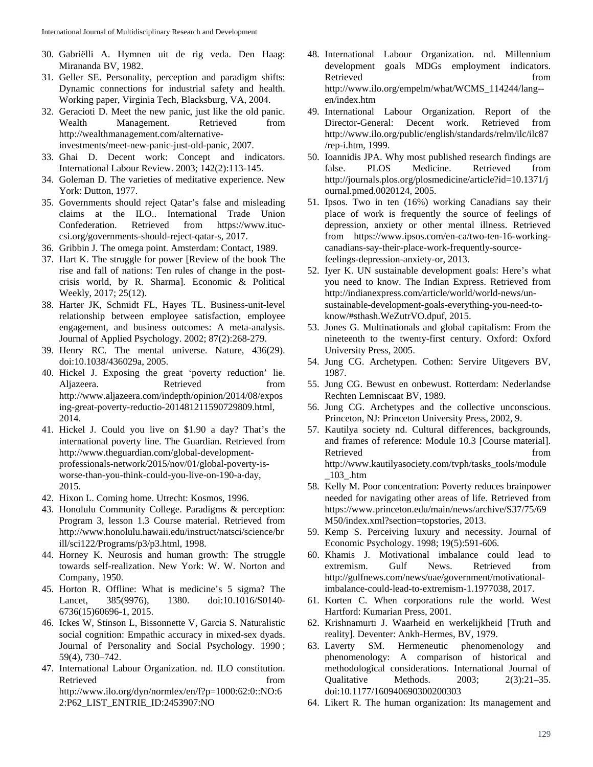30. Gabriëlli A. Hymnen uit de rig veda. Den Haag: Mirananda BV, 1982.
31. Geller SE. Personality, perception and paradigm shifts: Dynamic connections for industrial safety and health. Working paper, Virginia Tech, Blacksburg, VA, 2004.
32. Geracioti D. Meet the new panic, just like the old panic. Wealth Management. Retrieved from http://wealthmanagement.com/alternative-investments/meet-new-panic-just-old-panic, 2007.
33. Ghai D. Decent work: Concept and indicators. International Labour Review. 2003; 142(2):113-145.
34. Goleman D. The varieties of meditative experience. New York: Dutton, 1977.
35. Governments should reject Qatar's false and misleading claims at the ILO.. International Trade Union Confederation. Retrieved from https://www.ituc-csi.org/governments-should-reject-qatar-s, 2017.
36. Gribbin J. The omega point. Amsterdam: Contact, 1989.
37. Hart K. The struggle for power [Review of the book The rise and fall of nations: Ten rules of change in the post-crisis world, by R. Sharma]. Economic & Political Weekly, 2017; 25(12).
38. Harter JK, Schmidt FL, Hayes TL. Business-unit-level relationship between employee satisfaction, employee engagement, and business outcomes: A meta-analysis. Journal of Applied Psychology. 2002; 87(2):268-279.
39. Henry RC. The mental universe. Nature, 436(29). doi:10.1038/436029a, 2005.
40. Hickel J. Exposing the great 'poverty reduction' lie. Aljazeera. Retrieved from http://www.aljazeera.com/indepth/opinion/2014/08/exposing-great-poverty-reductio-201481211590729809.html, 2014.
41. Hickel J. Could you live on $1.90 a day? That's the international poverty line. The Guardian. Retrieved from http://www.theguardian.com/global-development-professionals-network/2015/nov/01/global-poverty-is-worse-than-you-think-could-you-live-on-190-a-day, 2015.
42. Hixon L. Coming home. Utrecht: Kosmos, 1996.
43. Honolulu Community College. Paradigms & perception: Program 3, lesson 1.3 Course material. Retrieved from http://www.honolulu.hawaii.edu/instruct/natsci/science/brill/sci122/Programs/p3/p3.html, 1998.
44. Horney K. Neurosis and human growth: The struggle towards self-realization. New York: W. W. Norton and Company, 1950.
45. Horton R. Offline: What is medicine's 5 sigma? The Lancet, 385(9976), 1380. doi:10.1016/S0140-6736(15)60696-1, 2015.
46. Ickes W, Stinson L, Bissonnette V, Garcia S. Naturalistic social cognition: Empathic accuracy in mixed-sex dyads. Journal of Personality and Social Psychology. 1990 ; 59(4), 730–742.
47. International Labour Organization. nd. ILO constitution. Retrieved from http://www.ilo.org/dyn/normlex/en/f?p=1000:62:0::NO:62:P62_LIST_ENTRIE_ID:2453907:NO
48. International Labour Organization. nd. Millennium development goals MDGs employment indicators. Retrieved from http://www.ilo.org/empelm/what/WCMS_114244/lang--en/index.htm
49. International Labour Organization. Report of the Director-General: Decent work. Retrieved from http://www.ilo.org/public/english/standards/relm/ilc/ilc87/rep-i.htm, 1999.
50. Ioannidis JPA. Why most published research findings are false. PLOS Medicine. Retrieved from http://journals.plos.org/plosmedicine/article?id=10.1371/journal.pmed.0020124, 2005.
51. Ipsos. Two in ten (16%) working Canadians say their place of work is frequently the source of feelings of depression, anxiety or other mental illness. Retrieved from https://www.ipsos.com/en-ca/two-ten-16-working-canadians-say-their-place-work-frequently-source-feelings-depression-anxiety-or, 2013.
52. Iyer K. UN sustainable development goals: Here's what you need to know. The Indian Express. Retrieved from http://indianexpress.com/article/world/world-news/un-sustainable-development-goals-everything-you-need-to-know/#sthash.WeZutrVO.dpuf, 2015.
53. Jones G. Multinationals and global capitalism: From the nineteenth to the twenty-first century. Oxford: Oxford University Press, 2005.
54. Jung CG. Archetypen. Cothen: Servire Uitgevers BV, 1987.
55. Jung CG. Bewust en onbewust. Rotterdam: Nederlandse Rechten Lemniscaat BV, 1989.
56. Jung CG. Archetypes and the collective unconscious. Princeton, NJ: Princeton University Press, 2002, 9.
57. Kautilya society nd. Cultural differences, backgrounds, and frames of reference: Module 10.3 [Course material]. Retrieved from http://www.kautilyasociety.com/tvph/tasks_tools/module_103_.htm
58. Kelly M. Poor concentration: Poverty reduces brainpower needed for navigating other areas of life. Retrieved from https://www.princeton.edu/main/news/archive/S37/75/69M50/index.xml?section=topstories, 2013.
59. Kemp S. Perceiving luxury and necessity. Journal of Economic Psychology. 1998; 19(5):591-606.
60. Khamis J. Motivational imbalance could lead to extremism. Gulf News. Retrieved from http://gulfnews.com/news/uae/government/motivational-imbalance-could-lead-to-extremism-1.1977038, 2017.
61. Korten C. When corporations rule the world. West Hartford: Kumarian Press, 2001.
62. Krishnamurti J. Waarheid en werkelijkheid [Truth and reality]. Deventer: Ankh-Hermes, BV, 1979.
63. Laverty SM. Hermeneutic phenomenology and phenomenology: A comparison of historical and methodological considerations. International Journal of Qualitative Methods. 2003; 2(3):21–35. doi:10.1177/160940690300200303
64. Likert R. The human organization: Its management and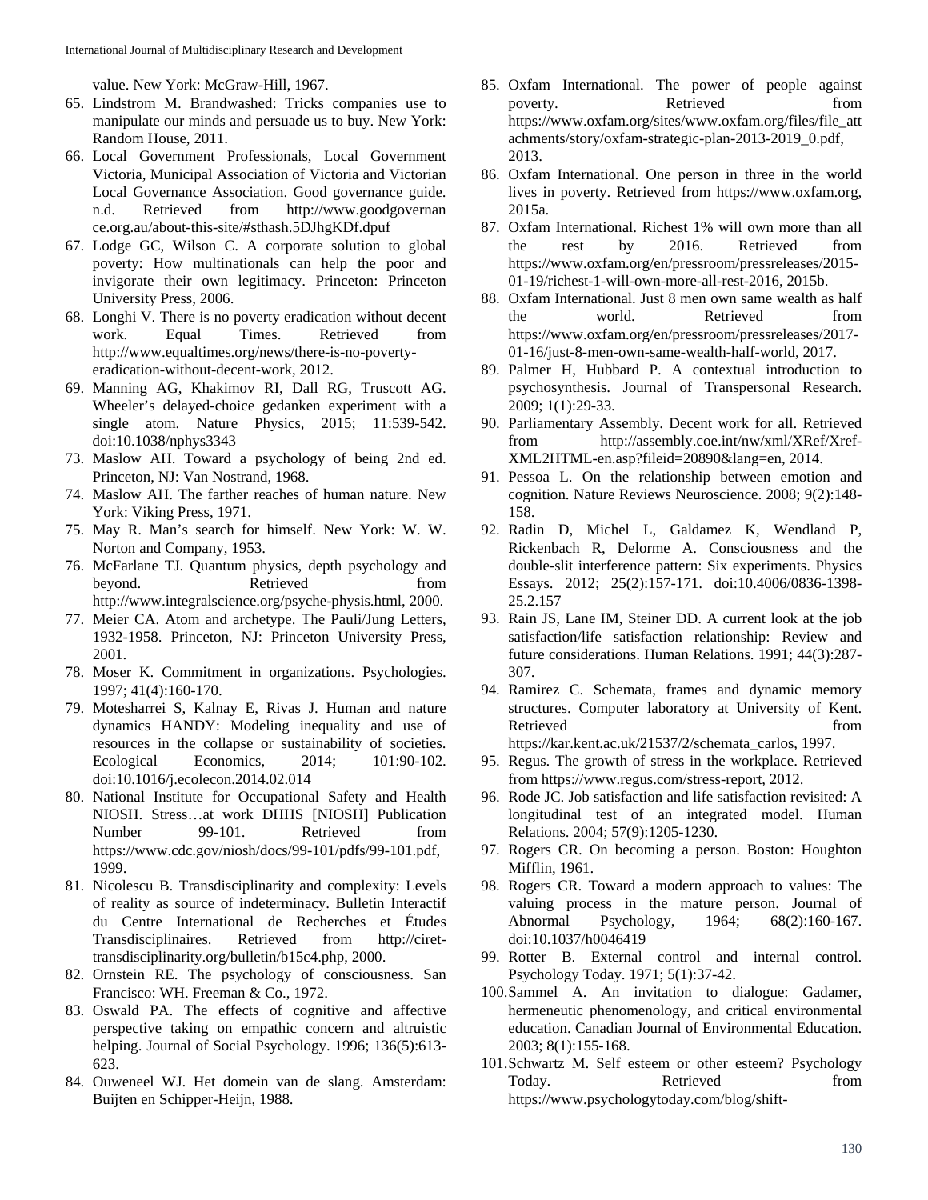value. New York: McGraw-Hill, 1967.

65. Lindstrom M. Brandwashed: Tricks companies use to manipulate our minds and persuade us to buy. New York: Random House, 2011.
66. Local Government Professionals, Local Government Victoria, Municipal Association of Victoria and Victorian Local Governance Association. Good governance guide. n.d. Retrieved from http://www.goodgovernance.org.au/about-this-site/#sthash.5DJhgKDf.dpuf
67. Lodge GC, Wilson C. A corporate solution to global poverty: How multinationals can help the poor and invigorate their own legitimacy. Princeton: Princeton University Press, 2006.
68. Longhi V. There is no poverty eradication without decent work. Equal Times. Retrieved from http://www.equaltimes.org/news/there-is-no-poverty-eradication-without-decent-work, 2012.
69. Manning AG, Khakimov RI, Dall RG, Truscott AG. Wheeler's delayed-choice gedanken experiment with a single atom. Nature Physics, 2015; 11:539-542. doi:10.1038/nphys3343
73. Maslow AH. Toward a psychology of being 2nd ed. Princeton, NJ: Van Nostrand, 1968.
74. Maslow AH. The farther reaches of human nature. New York: Viking Press, 1971.
75. May R. Man's search for himself. New York: W. W. Norton and Company, 1953.
76. McFarlane TJ. Quantum physics, depth psychology and beyond. Retrieved from http://www.integralscience.org/psyche-physis.html, 2000.
77. Meier CA. Atom and archetype. The Pauli/Jung Letters, 1932-1958. Princeton, NJ: Princeton University Press, 2001.
78. Moser K. Commitment in organizations. Psychologies. 1997; 41(4):160-170.
79. Motesharrei S, Kalnay E, Rivas J. Human and nature dynamics HANDY: Modeling inequality and use of resources in the collapse or sustainability of societies. Ecological Economics, 2014; 101:90-102. doi:10.1016/j.ecolecon.2014.02.014
80. National Institute for Occupational Safety and Health NIOSH. Stress…at work DHHS [NIOSH] Publication Number 99-101. Retrieved from https://www.cdc.gov/niosh/docs/99-101/pdfs/99-101.pdf, 1999.
81. Nicolescu B. Transdisciplinarity and complexity: Levels of reality as source of indeterminacy. Bulletin Interactif du Centre International de Recherches et Études Transdisciplinaires. Retrieved from http://ciret-transdisciplinarity.org/bulletin/b15c4.php, 2000.
82. Ornstein RE. The psychology of consciousness. San Francisco: WH. Freeman & Co., 1972.
83. Oswald PA. The effects of cognitive and affective perspective taking on empathic concern and altruistic helping. Journal of Social Psychology. 1996; 136(5):613-623.
84. Ouweneel WJ. Het domein van de slang. Amsterdam: Buijten en Schipper-Heijn, 1988.
85. Oxfam International. The power of people against poverty. Retrieved from https://www.oxfam.org/sites/www.oxfam.org/files/file_attachments/story/oxfam-strategic-plan-2013-2019_0.pdf, 2013.
86. Oxfam International. One person in three in the world lives in poverty. Retrieved from https://www.oxfam.org, 2015a.
87. Oxfam International. Richest 1% will own more than all the rest by 2016. Retrieved from https://www.oxfam.org/en/pressroom/pressreleases/2015-01-19/richest-1-will-own-more-all-rest-2016, 2015b.
88. Oxfam International. Just 8 men own same wealth as half the world. Retrieved from https://www.oxfam.org/en/pressroom/pressreleases/2017-01-16/just-8-men-own-same-wealth-half-world, 2017.
89. Palmer H, Hubbard P. A contextual introduction to psychosynthesis. Journal of Transpersonal Research. 2009; 1(1):29-33.
90. Parliamentary Assembly. Decent work for all. Retrieved from http://assembly.coe.int/nw/xml/XRef/Xref-XML2HTML-en.asp?fileid=20890&lang=en, 2014.
91. Pessoa L. On the relationship between emotion and cognition. Nature Reviews Neuroscience. 2008; 9(2):148-158.
92. Radin D, Michel L, Galdamez K, Wendland P, Rickenbach R, Delorme A. Consciousness and the double-slit interference pattern: Six experiments. Physics Essays. 2012; 25(2):157-171. doi:10.4006/0836-1398-25.2.157
93. Rain JS, Lane IM, Steiner DD. A current look at the job satisfaction/life satisfaction relationship: Review and future considerations. Human Relations. 1991; 44(3):287-307.
94. Ramirez C. Schemata, frames and dynamic memory structures. Computer laboratory at University of Kent. Retrieved from https://kar.kent.ac.uk/21537/2/schemata_carlos, 1997.
95. Regus. The growth of stress in the workplace. Retrieved from https://www.regus.com/stress-report, 2012.
96. Rode JC. Job satisfaction and life satisfaction revisited: A longitudinal test of an integrated model. Human Relations. 2004; 57(9):1205-1230.
97. Rogers CR. On becoming a person. Boston: Houghton Mifflin, 1961.
98. Rogers CR. Toward a modern approach to values: The valuing process in the mature person. Journal of Abnormal Psychology, 1964; 68(2):160-167. doi:10.1037/h0046419
99. Rotter B. External control and internal control. Psychology Today. 1971; 5(1):37-42.
100. Sammel A. An invitation to dialogue: Gadamer, hermeneutic phenomenology, and critical environmental education. Canadian Journal of Environmental Education. 2003; 8(1):155-168.
101. Schwartz M. Self esteem or other esteem? Psychology Today. Retrieved from https://www.psychologytoday.com/blog/shift-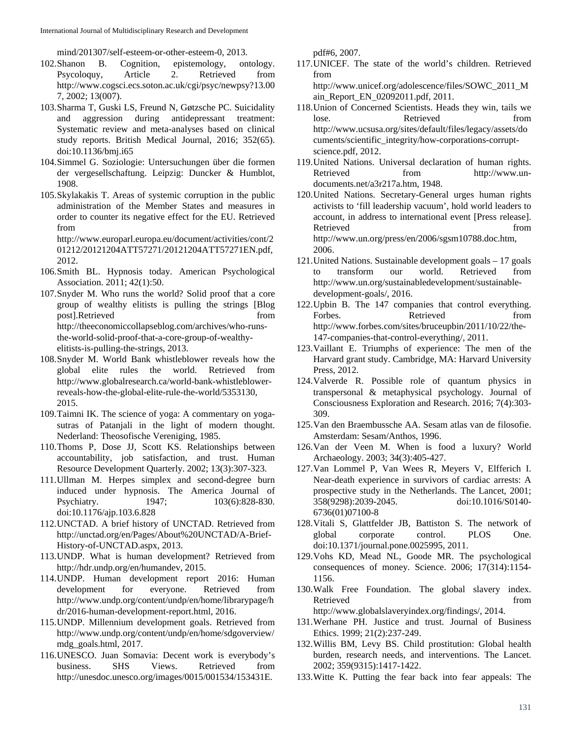mind/201307/self-esteem-or-other-esteem-0, 2013.

102. Shanon B. Cognition, epistemology, ontology. Psycoloquy, Article 2. Retrieved from http://www.cogsci.ecs.soton.ac.uk/cgi/psyc/newpsy?13.007, 2002; 13(007).
103. Sharma T, Guski LS, Freund N, Gøtzsche PC. Suicidality and aggression during antidepressant treatment: Systematic review and meta-analyses based on clinical study reports. British Medical Journal, 2016; 352(65). doi:10.1136/bmj.i65
104. Simmel G. Soziologie: Untersuchungen über die formen der vergesellschaftung. Leipzig: Duncker & Humblot, 1908.
105. Skylakakis T. Areas of systemic corruption in the public administration of the Member States and measures in order to counter its negative effect for the EU. Retrieved from http://www.europarl.europa.eu/document/activities/cont/201212/20121204ATT57271/20121204ATT57271EN.pdf, 2012.
106. Smith BL. Hypnosis today. American Psychological Association. 2011; 42(1):50.
107. Snyder M. Who runs the world? Solid proof that a core group of wealthy elitists is pulling the strings [Blog post].Retrieved from http://theeconomiccollapseblog.com/archives/who-runs-the-world-solid-proof-that-a-core-group-of-wealthy-elitists-is-pulling-the-strings, 2013.
108. Snyder M. World Bank whistleblower reveals how the global elite rules the world. Retrieved from http://www.globalresearch.ca/world-bank-whistleblower-reveals-how-the-global-elite-rule-the-world/5353130, 2015.
109. Taimni IK. The science of yoga: A commentary on yoga-sutras of Patanjali in the light of modern thought. Nederland: Theosofische Vereniging, 1985.
110. Thoms P, Dose JJ, Scott KS. Relationships between accountability, job satisfaction, and trust. Human Resource Development Quarterly. 2002; 13(3):307-323.
111. Ullman M. Herpes simplex and second-degree burn induced under hypnosis. The America Journal of Psychiatry. 1947; 103(6):828-830. doi:10.1176/ajp.103.6.828
112. UNCTAD. A brief history of UNCTAD. Retrieved from http://unctad.org/en/Pages/About%20UNCTAD/A-Brief-History-of-UNCTAD.aspx, 2013.
113. UNDP. What is human development? Retrieved from http://hdr.undp.org/en/humandev, 2015.
114. UNDP. Human development report 2016: Human development for everyone. Retrieved from http://www.undp.org/content/undp/en/home/librarypage/hdr/2016-human-development-report.html, 2016.
115. UNDP. Millennium development goals. Retrieved from http://www.undp.org/content/undp/en/home/sdgoverview/mdg_goals.html, 2017.
116. UNESCO. Juan Somavia: Decent work is everybody's business. SHS Views. Retrieved from http://unesdoc.unesco.org/images/0015/001534/153431E.pdf#6, 2007.
117. UNICEF. The state of the world's children. Retrieved from http://www.unicef.org/adolescence/files/SOWC_2011_Main_Report_EN_02092011.pdf, 2011.
118. Union of Concerned Scientists. Heads they win, tails we lose. Retrieved from http://www.ucsusa.org/sites/default/files/legacy/assets/documents/scientific_integrity/how-corporations-corrupt-science.pdf, 2012.
119. United Nations. Universal declaration of human rights. Retrieved from http://www.un-documents.net/a3r217a.htm, 1948.
120. United Nations. Secretary-General urges human rights activists to 'fill leadership vacuum', hold world leaders to account, in address to international event [Press release]. Retrieved from http://www.un.org/press/en/2006/sgsm10788.doc.htm, 2006.
121. United Nations. Sustainable development goals – 17 goals to transform our world. Retrieved from http://www.un.org/sustainabledevelopment/sustainable-development-goals/, 2016.
122. Upbin B. The 147 companies that control everything. Forbes. Retrieved from http://www.forbes.com/sites/bruceupbin/2011/10/22/the-147-companies-that-control-everything/, 2011.
123. Vaillant E. Triumphs of experience: The men of the Harvard grant study. Cambridge, MA: Harvard University Press, 2012.
124. Valverde R. Possible role of quantum physics in transpersonal & metaphysical psychology. Journal of Consciousness Exploration and Research. 2016; 7(4):303-309.
125. Van den Braembussche AA. Sesam atlas van de filosofie. Amsterdam: Sesam/Anthos, 1996.
126. Van der Veen M. When is food a luxury? World Archaeology. 2003; 34(3):405-427.
127. Van Lommel P, Van Wees R, Meyers V, Elfferich I. Near-death experience in survivors of cardiac arrests: A prospective study in the Netherlands. The Lancet, 2001; 358(9298):2039-2045. doi:10.1016/S0140-6736(01)07100-8
128. Vitali S, Glattfelder JB, Battiston S. The network of global corporate control. PLOS One. doi:10.1371/journal.pone.0025995, 2011.
129. Vohs KD, Mead NL, Goode MR. The psychological consequences of money. Science. 2006; 17(314):1154-1156.
130. Walk Free Foundation. The global slavery index. Retrieved from http://www.globalslaveryindex.org/findings/, 2014.
131. Werhane PH. Justice and trust. Journal of Business Ethics. 1999; 21(2):237-249.
132. Willis BM, Levy BS. Child prostitution: Global health burden, research needs, and interventions. The Lancet. 2002; 359(9315):1417-1422.
133. Witte K. Putting the fear back into fear appeals: The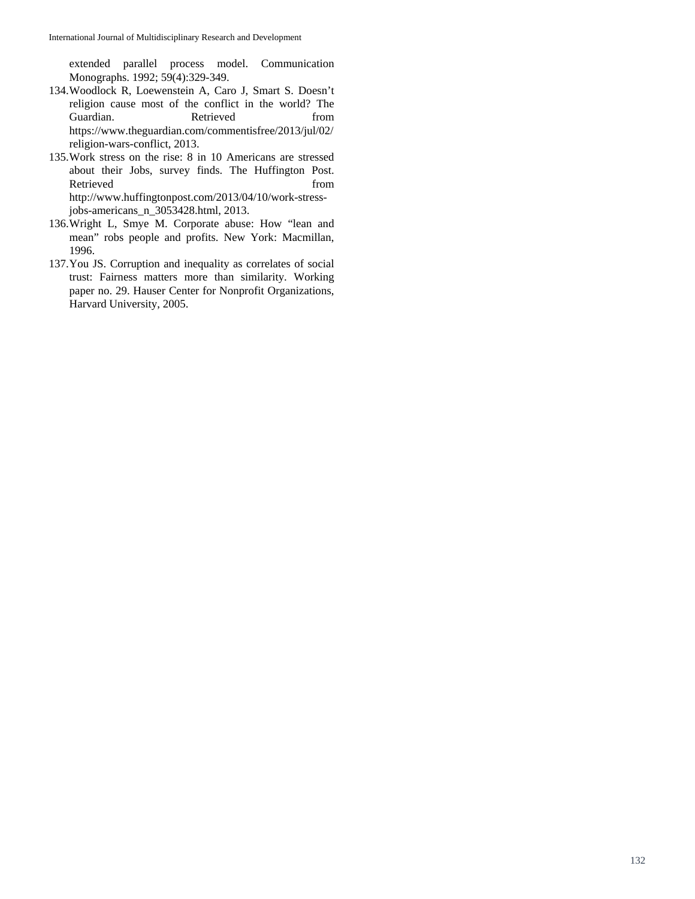extended parallel process model. Communication Monographs. 1992; 59(4):329-349.

134. Woodlock R, Loewenstein A, Caro J, Smart S. Doesn't religion cause most of the conflict in the world? The Guardian. Retrieved from https://www.theguardian.com/commentisfree/2013/jul/02/religion-wars-conflict, 2013.
135. Work stress on the rise: 8 in 10 Americans are stressed about their Jobs, survey finds. The Huffington Post. Retrieved from http://www.huffingtonpost.com/2013/04/10/work-stress-jobs-americans_n_3053428.html, 2013.
136. Wright L, Smye M. Corporate abuse: How "lean and mean" robs people and profits. New York: Macmillan, 1996.
137. You JS. Corruption and inequality as correlates of social trust: Fairness matters more than similarity. Working paper no. 29. Hauser Center for Nonprofit Organizations, Harvard University, 2005.